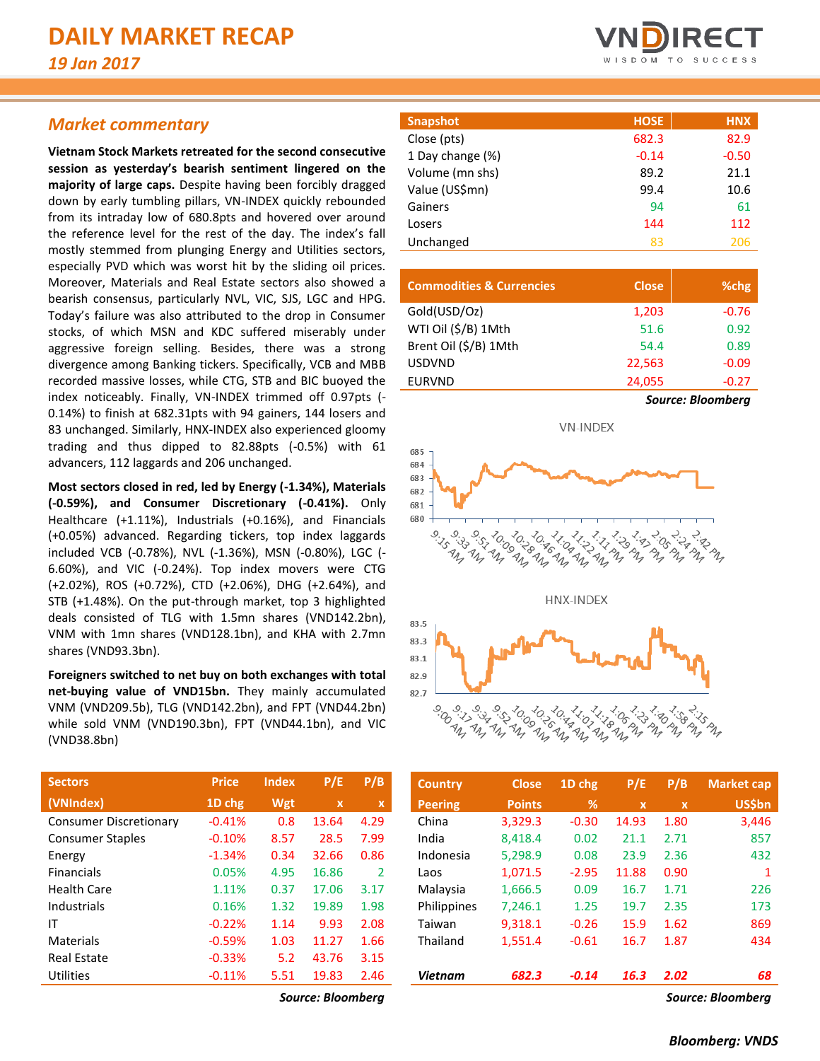# DAILY MARKET RECAP

*19 Jan 2017*

## Market commentary

**Vietnam Stock Markets retreated for the second consecutive session as yesterday's bearish sentiment lingered on the majority of large caps.** Despite having been forcibly dragged down by early tumbling pillars, VN-INDEX quickly rebounded from its intraday low of 680.8pts and hovered over around the reference level for the rest of the day. The index's fall mostly stemmed from plunging Energy and Utilities sectors, especially PVD which was worst hit by the sliding oil prices. Moreover, Materials and Real Estate sectors also showed a bearish consensus, particularly NVL, VIC, SJS, LGC and HPG. Today's failure was also attributed to the drop in Consumer stocks, of which MSN and KDC suffered miserably under aggressive foreign selling. Besides, there was a strong divergence among Banking tickers. Specifically, VCB and MBB recorded massive losses, while CTG, STB and BIC buoyed the index noticeably. Finally, VN-INDEX trimmed off 0.97pts (-0.14%) to finish at 682.31pts with 94 gainers, 144 losers and 83 unchanged. Similarly, HNX-INDEX also experienced gloomy trading and thus dipped to 82.88pts (-0.5%) with 61 advancers, 112 laggards and 206 unchanged.

**Most sectors closed in red, led by Energy (-1.34%), Materials (-0.59%), and Consumer Discretionary (-0.41%).** Only Healthcare (+1.11%), Industrials (+0.16%), and Financials (+0.05%) advanced. Regarding tickers, top index laggards included VCB (-0.78%), NVL (-1.36%), MSN (-0.80%), LGC (-6.60%), and VIC (-0.24%). Top index movers were CTG (+2.02%), ROS (+0.72%), CTD (+2.06%), DHG (+2.64%), and STB (+1.48%). On the put-through market, top 3 highlighted deals consisted of TLG with 1.5mn shares (VND142.2bn), VNM with 1mn shares (VND128.1bn), and KHA with 2.7mn shares (VND93.3bn).

**Foreigners switched to net buy on both exchanges with total net-buying value of VND15bn.** They mainly accumulated VNM (VND209.5b), TLG (VND142.2bn), and FPT (VND44.2bn) while sold VNM (VND190.3bn), FPT (VND44.1bn), and VIC (VND38.8bn)

| Snapshot | HOSE | HNX |
|---|---|---|
| Close (pts) | 682.3 | 82.9 |
| 1 Day change (%) | -0.14 | -0.50 |
| Volume (mn shs) | 89.2 | 21.1 |
| Value (US$mn) | 99.4 | 10.6 |
| Gainers | 94 | 61 |
| Losers | 144 | 112 |
| Unchanged | 83 | 206 |

| Commodities & Currencies | Close | %chg |
|---|---|---|
| Gold(USD/Oz) | 1,203 | -0.76 |
| WTI Oil ($/B) 1Mth | 51.6 | 0.92 |
| Brent Oil ($/B) 1Mth | 54.4 | 0.89 |
| USDVND | 22,563 | -0.09 |
| EURVND | 24,055 | -0.27 |

***Source: Bloomberg***

VN-INDEX

HNX-INDEX

| Sectors (VNIndex) | Price 1D chg | Index Wgt | P/E x | P/B x |
|---|---|---|---|---|
| Consumer Discretionary | -0.41% | 0.8 | 13.64 | 4.29 |
| Consumer Staples | -0.10% | 8.57 | 28.5 | 7.99 |
| Energy | -1.34% | 0.34 | 32.66 | 0.86 |
| Financials | 0.05% | 4.95 | 16.86 | 2 |
| Health Care | 1.11% | 0.37 | 17.06 | 3.17 |
| Industrials | 0.16% | 1.32 | 19.89 | 1.98 |
| IT | -0.22% | 1.14 | 9.93 | 2.08 |
| Materials | -0.59% | 1.03 | 11.27 | 1.66 |
| Real Estate | -0.33% | 5.2 | 43.76 | 3.15 |
| Utilities | -0.11% | 5.51 | 19.83 | 2.46 |

***Source: Bloomberg***

| Country Peering | Close Points | 1D chg % | P/E x | P/B x | Market cap US$bn |
|---|---|---|---|---|---|
| China | 3,329.3 | -0.30 | 14.93 | 1.80 | 3,446 |
| India | 8,418.4 | 0.02 | 21.1 | 2.71 | 857 |
| Indonesia | 5,298.9 | 0.08 | 23.9 | 2.36 | 432 |
| Laos | 1,071.5 | -2.95 | 11.88 | 0.90 | 1 |
| Malaysia | 1,666.5 | 0.09 | 16.7 | 1.71 | 226 |
| Philippines | 7,246.1 | 1.25 | 19.7 | 2.35 | 173 |
| Taiwan | 9,318.1 | -0.26 | 15.9 | 1.62 | 869 |
| Thailand | 1,551.4 | -0.61 | 16.7 | 1.87 | 434 |
| ***Vietnam*** | ***682.3*** | ***-0.14*** | ***16.3*** | ***2.02*** | ***68*** |

***Source: Bloomberg***

***Bloomberg: VNDS***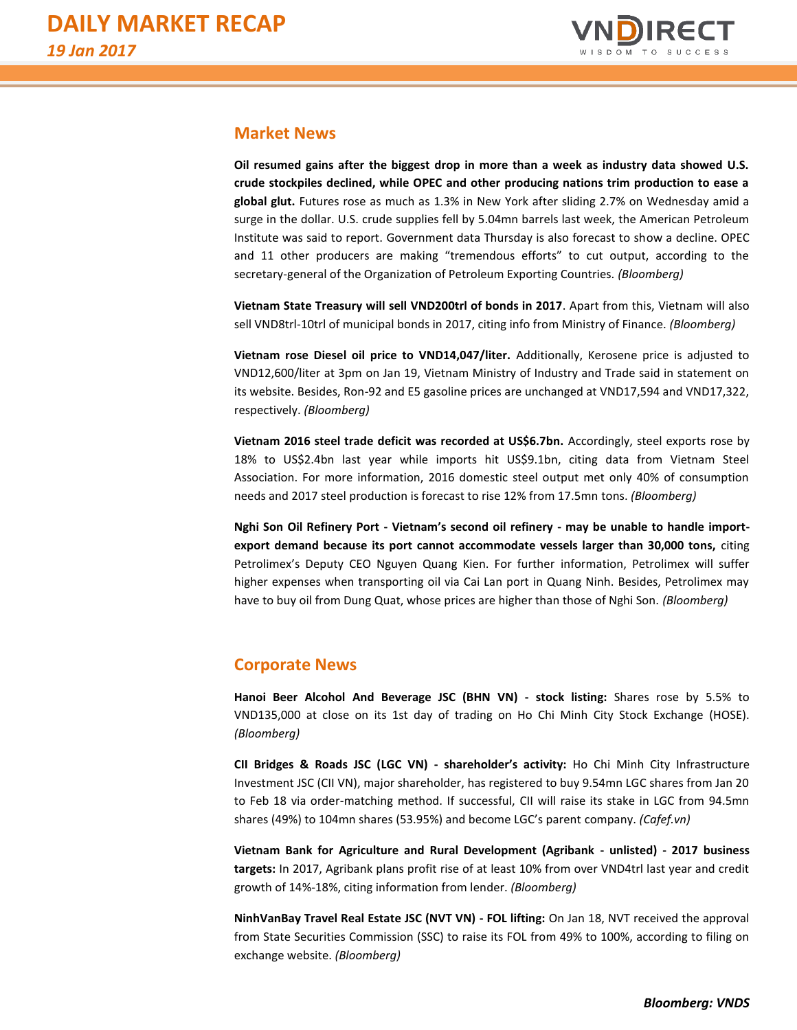## Market News

**Oil resumed gains after the biggest drop in more than a week as industry data showed U.S. crude stockpiles declined, while OPEC and other producing nations trim production to ease a global glut.** Futures rose as much as 1.3% in New York after sliding 2.7% on Wednesday amid a surge in the dollar. U.S. crude supplies fell by 5.04mn barrels last week, the American Petroleum Institute was said to report. Government data Thursday is also forecast to show a decline. OPEC and 11 other producers are making "tremendous efforts" to cut output, according to the secretary-general of the Organization of Petroleum Exporting Countries. *(Bloomberg)*

**Vietnam State Treasury will sell VND200trl of bonds in 2017**. Apart from this, Vietnam will also sell VND8trl-10trl of municipal bonds in 2017, citing info from Ministry of Finance. *(Bloomberg)*

**Vietnam rose Diesel oil price to VND14,047/liter.** Additionally, Kerosene price is adjusted to VND12,600/liter at 3pm on Jan 19, Vietnam Ministry of Industry and Trade said in statement on its website. Besides, Ron-92 and E5 gasoline prices are unchanged at VND17,594 and VND17,322, respectively. *(Bloomberg)*

**Vietnam 2016 steel trade deficit was recorded at US$6.7bn.** Accordingly, steel exports rose by 18% to US$2.4bn last year while imports hit US$9.1bn, citing data from Vietnam Steel Association. For more information, 2016 domestic steel output met only 40% of consumption needs and 2017 steel production is forecast to rise 12% from 17.5mn tons. *(Bloomberg)*

**Nghi Son Oil Refinery Port - Vietnam's second oil refinery - may be unable to handle import-export demand because its port cannot accommodate vessels larger than 30,000 tons,** citing Petrolimex's Deputy CEO Nguyen Quang Kien. For further information, Petrolimex will suffer higher expenses when transporting oil via Cai Lan port in Quang Ninh. Besides, Petrolimex may have to buy oil from Dung Quat, whose prices are higher than those of Nghi Son. *(Bloomberg)*

## Corporate News

**Hanoi Beer Alcohol And Beverage JSC (BHN VN) - stock listing:** Shares rose by 5.5% to VND135,000 at close on its 1st day of trading on Ho Chi Minh City Stock Exchange (HOSE). *(Bloomberg)*

**CII Bridges & Roads JSC (LGC VN) - shareholder's activity:** Ho Chi Minh City Infrastructure Investment JSC (CII VN), major shareholder, has registered to buy 9.54mn LGC shares from Jan 20 to Feb 18 via order-matching method. If successful, CII will raise its stake in LGC from 94.5mn shares (49%) to 104mn shares (53.95%) and become LGC's parent company. *(Cafef.vn)*

**Vietnam Bank for Agriculture and Rural Development (Agribank - unlisted) - 2017 business targets:** In 2017, Agribank plans profit rise of at least 10% from over VND4trl last year and credit growth of 14%-18%, citing information from lender. *(Bloomberg)*

**NinhVanBay Travel Real Estate JSC (NVT VN) - FOL lifting:** On Jan 18, NVT received the approval from State Securities Commission (SSC) to raise its FOL from 49% to 100%, according to filing on exchange website. *(Bloomberg)*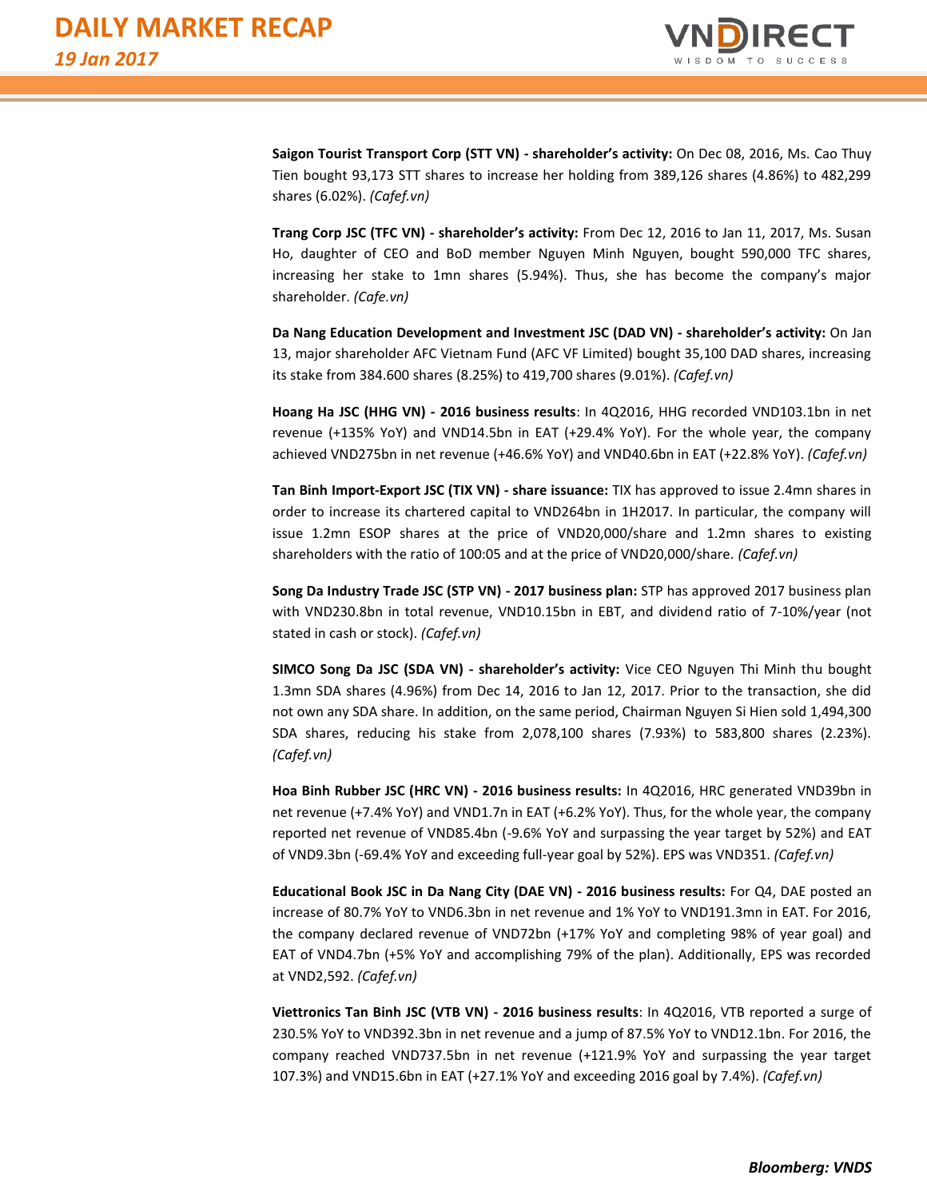**Saigon Tourist Transport Corp (STT VN) - shareholder's activity:** On Dec 08, 2016, Ms. Cao Thuy Tien bought 93,173 STT shares to increase her holding from 389,126 shares (4.86%) to 482,299 shares (6.02%). *(Cafef.vn)*

**Trang Corp JSC (TFC VN) - shareholder's activity:** From Dec 12, 2016 to Jan 11, 2017, Ms. Susan Ho, daughter of CEO and BoD member Nguyen Minh Nguyen, bought 590,000 TFC shares, increasing her stake to 1mn shares (5.94%). Thus, she has become the company's major shareholder. *(Cafe.vn)*

**Da Nang Education Development and Investment JSC (DAD VN) - shareholder's activity:** On Jan 13, major shareholder AFC Vietnam Fund (AFC VF Limited) bought 35,100 DAD shares, increasing its stake from 384.600 shares (8.25%) to 419,700 shares (9.01%). *(Cafef.vn)*

**Hoang Ha JSC (HHG VN) - 2016 business results**: In 4Q2016, HHG recorded VND103.1bn in net revenue (+135% YoY) and VND14.5bn in EAT (+29.4% YoY). For the whole year, the company achieved VND275bn in net revenue (+46.6% YoY) and VND40.6bn in EAT (+22.8% YoY). *(Cafef.vn)*

**Tan Binh Import-Export JSC (TIX VN) - share issuance:** TIX has approved to issue 2.4mn shares in order to increase its chartered capital to VND264bn in 1H2017. In particular, the company will issue 1.2mn ESOP shares at the price of VND20,000/share and 1.2mn shares to existing shareholders with the ratio of 100:05 and at the price of VND20,000/share. *(Cafef.vn)*

**Song Da Industry Trade JSC (STP VN) - 2017 business plan:** STP has approved 2017 business plan with VND230.8bn in total revenue, VND10.15bn in EBT, and dividend ratio of 7-10%/year (not stated in cash or stock). *(Cafef.vn)*

**SIMCO Song Da JSC (SDA VN) - shareholder's activity:** Vice CEO Nguyen Thi Minh thu bought 1.3mn SDA shares (4.96%) from Dec 14, 2016 to Jan 12, 2017. Prior to the transaction, she did not own any SDA share. In addition, on the same period, Chairman Nguyen Si Hien sold 1,494,300 SDA shares, reducing his stake from 2,078,100 shares (7.93%) to 583,800 shares (2.23%). *(Cafef.vn)*

**Hoa Binh Rubber JSC (HRC VN) - 2016 business results:** In 4Q2016, HRC generated VND39bn in net revenue (+7.4% YoY) and VND1.7n in EAT (+6.2% YoY). Thus, for the whole year, the company reported net revenue of VND85.4bn (-9.6% YoY and surpassing the year target by 52%) and EAT of VND9.3bn (-69.4% YoY and exceeding full-year goal by 52%). EPS was VND351. *(Cafef.vn)*

**Educational Book JSC in Da Nang City (DAE VN) - 2016 business results:** For Q4, DAE posted an increase of 80.7% YoY to VND6.3bn in net revenue and 1% YoY to VND191.3mn in EAT. For 2016, the company declared revenue of VND72bn (+17% YoY and completing 98% of year goal) and EAT of VND4.7bn (+5% YoY and accomplishing 79% of the plan). Additionally, EPS was recorded at VND2,592. *(Cafef.vn)*

**Viettronics Tan Binh JSC (VTB VN) - 2016 business results**: In 4Q2016, VTB reported a surge of 230.5% YoY to VND392.3bn in net revenue and a jump of 87.5% YoY to VND12.1bn. For 2016, the company reached VND737.5bn in net revenue (+121.9% YoY and surpassing the year target 107.3%) and VND15.6bn in EAT (+27.1% YoY and exceeding 2016 goal by 7.4%). *(Cafef.vn)*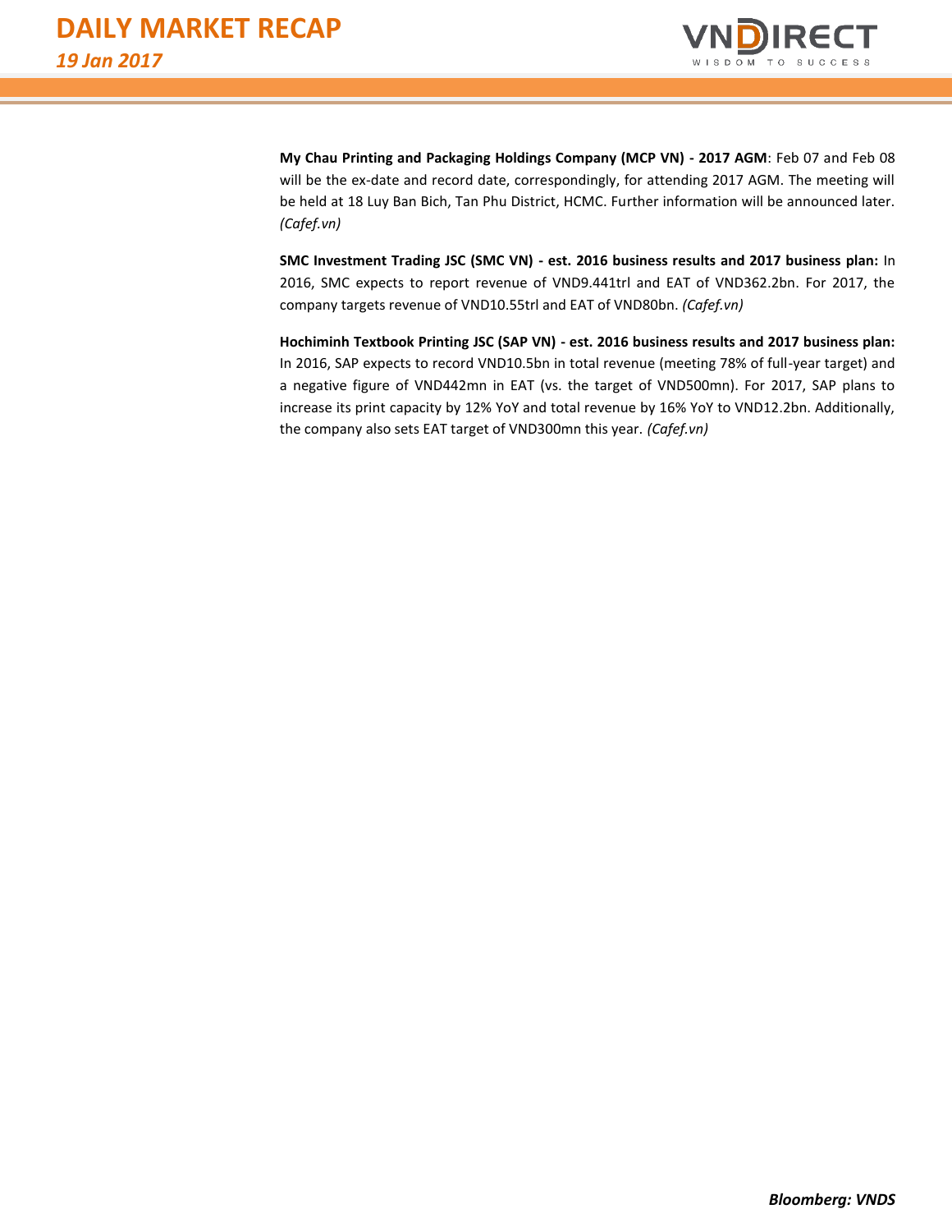**My Chau Printing and Packaging Holdings Company (MCP VN) - 2017 AGM**: Feb 07 and Feb 08 will be the ex-date and record date, correspondingly, for attending 2017 AGM. The meeting will be held at 18 Luy Ban Bich, Tan Phu District, HCMC. Further information will be announced later. *(Cafef.vn)*

**SMC Investment Trading JSC (SMC VN) - est. 2016 business results and 2017 business plan:** In 2016, SMC expects to report revenue of VND9.441trl and EAT of VND362.2bn. For 2017, the company targets revenue of VND10.55trl and EAT of VND80bn. *(Cafef.vn)*

**Hochiminh Textbook Printing JSC (SAP VN) - est. 2016 business results and 2017 business plan:** In 2016, SAP expects to record VND10.5bn in total revenue (meeting 78% of full-year target) and a negative figure of VND442mn in EAT (vs. the target of VND500mn). For 2017, SAP plans to increase its print capacity by 12% YoY and total revenue by 16% YoY to VND12.2bn. Additionally, the company also sets EAT target of VND300mn this year. *(Cafef.vn)*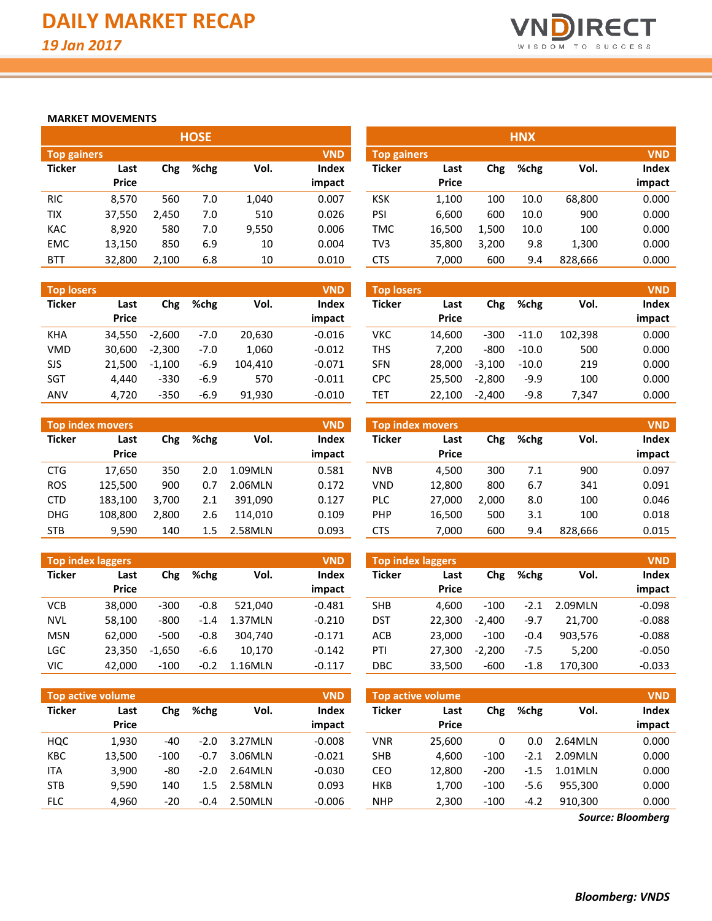# DAILY MARKET RECAP

*19 Jan 2017*

## MARKET MOVEMENTS

### HOSE

| Top gainers | | | | | VND |
|---|---|---|---|---|---|
| Ticker | Last Price | Chg | %chg | Vol. | Index impact |
| RIC | 8,570 | 560 | 7.0 | 1,040 | 0.007 |
| TIX | 37,550 | 2,450 | 7.0 | 510 | 0.026 |
| KAC | 8,920 | 580 | 7.0 | 9,550 | 0.006 |
| EMC | 13,150 | 850 | 6.9 | 10 | 0.004 |
| BTT | 32,800 | 2,100 | 6.8 | 10 | 0.010 |

| Top losers | | | | | VND |
|---|---|---|---|---|---|
| Ticker | Last Price | Chg | %chg | Vol. | Index impact |
| KHA | 34,550 | -2,600 | -7.0 | 20,630 | -0.016 |
| VMD | 30,600 | -2,300 | -7.0 | 1,060 | -0.012 |
| SJS | 21,500 | -1,100 | -6.9 | 104,410 | -0.071 |
| SGT | 4,440 | -330 | -6.9 | 570 | -0.011 |
| ANV | 4,720 | -350 | -6.9 | 91,930 | -0.010 |

| Top index movers | | | | | VND |
|---|---|---|---|---|---|
| Ticker | Last Price | Chg | %chg | Vol. | Index impact |
| CTG | 17,650 | 350 | 2.0 | 1.09MLN | 0.581 |
| ROS | 125,500 | 900 | 0.7 | 2.06MLN | 0.172 |
| CTD | 183,100 | 3,700 | 2.1 | 391,090 | 0.127 |
| DHG | 108,800 | 2,800 | 2.6 | 114,010 | 0.109 |
| STB | 9,590 | 140 | 1.5 | 2.58MLN | 0.093 |

| Top index laggers | | | | | VND |
|---|---|---|---|---|---|
| Ticker | Last Price | Chg | %chg | Vol. | Index impact |
| VCB | 38,000 | -300 | -0.8 | 521,040 | -0.481 |
| NVL | 58,100 | -800 | -1.4 | 1.37MLN | -0.210 |
| MSN | 62,000 | -500 | -0.8 | 304,740 | -0.171 |
| LGC | 23,350 | -1,650 | -6.6 | 10,170 | -0.142 |
| VIC | 42,000 | -100 | -0.2 | 1.16MLN | -0.117 |

| Top active volume | | | | | VND |
|---|---|---|---|---|---|
| Ticker | Last Price | Chg | %chg | Vol. | Index impact |
| HQC | 1,930 | -40 | -2.0 | 3.27MLN | -0.008 |
| KBC | 13,500 | -100 | -0.7 | 3.06MLN | -0.021 |
| ITA | 3,900 | -80 | -2.0 | 2.64MLN | -0.030 |
| STB | 9,590 | 140 | 1.5 | 2.58MLN | 0.093 |
| FLC | 4,960 | -20 | -0.4 | 2.50MLN | -0.006 |

### HNX

| Top gainers | | | | | VND |
|---|---|---|---|---|---|
| Ticker | Last Price | Chg | %chg | Vol. | Index impact |
| KSK | 1,100 | 100 | 10.0 | 68,800 | 0.000 |
| PSI | 6,600 | 600 | 10.0 | 900 | 0.000 |
| TMC | 16,500 | 1,500 | 10.0 | 100 | 0.000 |
| TV3 | 35,800 | 3,200 | 9.8 | 1,300 | 0.000 |
| CTS | 7,000 | 600 | 9.4 | 828,666 | 0.000 |

| Top losers | | | | | VND |
|---|---|---|---|---|---|
| Ticker | Last Price | Chg | %chg | Vol. | Index impact |
| VKC | 14,600 | -300 | -11.0 | 102,398 | 0.000 |
| THS | 7,200 | -800 | -10.0 | 500 | 0.000 |
| SFN | 28,000 | -3,100 | -10.0 | 219 | 0.000 |
| CPC | 25,500 | -2,800 | -9.9 | 100 | 0.000 |
| TET | 22,100 | -2,400 | -9.8 | 7,347 | 0.000 |

| Top index movers | | | | | VND |
|---|---|---|---|---|---|
| Ticker | Last Price | Chg | %chg | Vol. | Index impact |
| NVB | 4,500 | 300 | 7.1 | 900 | 0.097 |
| VND | 12,800 | 800 | 6.7 | 341 | 0.091 |
| PLC | 27,000 | 2,000 | 8.0 | 100 | 0.046 |
| PHP | 16,500 | 500 | 3.1 | 100 | 0.018 |
| CTS | 7,000 | 600 | 9.4 | 828,666 | 0.015 |

| Top index laggers | | | | | VND |
|---|---|---|---|---|---|
| Ticker | Last Price | Chg | %chg | Vol. | Index impact |
| SHB | 4,600 | -100 | -2.1 | 2.09MLN | -0.098 |
| DST | 22,300 | -2,400 | -9.7 | 21,700 | -0.088 |
| ACB | 23,000 | -100 | -0.4 | 903,576 | -0.088 |
| PTI | 27,300 | -2,200 | -7.5 | 5,200 | -0.050 |
| DBC | 33,500 | -600 | -1.8 | 170,300 | -0.033 |

| Top active volume | | | | | VND |
|---|---|---|---|---|---|
| Ticker | Last Price | Chg | %chg | Vol. | Index impact |
| VNR | 25,600 | 0 | 0.0 | 2.64MLN | 0.000 |
| SHB | 4,600 | -100 | -2.1 | 2.09MLN | 0.000 |
| CEO | 12,800 | -200 | -1.5 | 1.01MLN | 0.000 |
| HKB | 1,700 | -100 | -5.6 | 955,300 | 0.000 |
| NHP | 2,300 | -100 | -4.2 | 910,300 | 0.000 |

*Source: Bloomberg*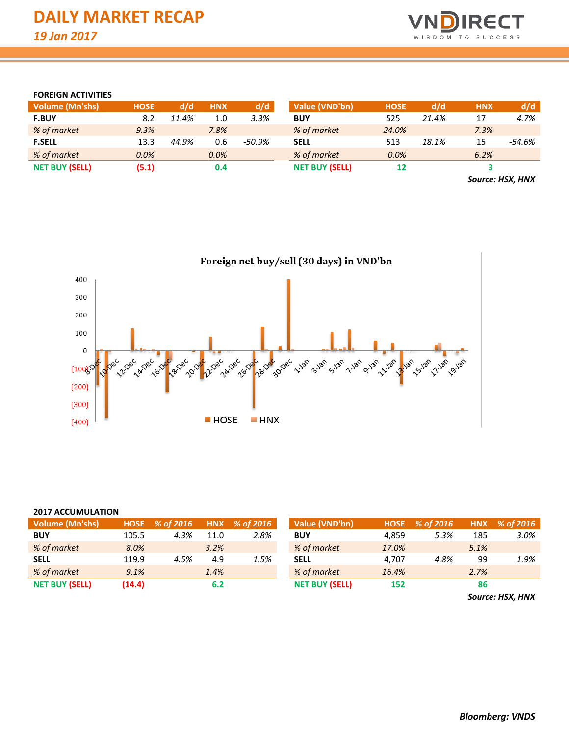# DAILY MARKET RECAP

*19 Jan 2017*

### FOREIGN ACTIVITIES

| Volume (Mn'shs) | HOSE | d/d | HNX | d/d |
|---|---|---|---|---|
| **F.BUY** | 8.2 | *11.4%* | 1.0 | *3.3%* |
| *% of market* | *9.3%* | | *7.8%* | |
| **F.SELL** | 13.3 | *44.9%* | 0.6 | *-50.9%* |
| *% of market* | *0.0%* | | *0.0%* | |
| **NET BUY (SELL)** | **(5.1)** | | **0.4** | |

| Value (VND'bn) | HOSE | d/d | HNX | d/d |
|---|---|---|---|---|
| **BUY** | 525 | *21.4%* | 17 | *4.7%* |
| *% of market* | *24.0%* | | *7.3%* | |
| **SELL** | 513 | *18.1%* | 15 | *-54.6%* |
| *% of market* | *0.0%* | | *6.2%* | |
| **NET BUY (SELL)** | **12** | | **3** | |

***Source: HSX, HNX***

**Foreign net buy/sell (30 days) in VND'bn**

### 2017 ACCUMULATION

| Volume (Mn'shs) | HOSE | % of 2016 | HNX | % of 2016 |
|---|---|---|---|---|
| **BUY** | 105.5 | *4.3%* | 11.0 | *2.8%* |
| *% of market* | *8.0%* | | *3.2%* | |
| **SELL** | 119.9 | *4.5%* | 4.9 | *1.5%* |
| *% of market* | *9.1%* | | *1.4%* | |
| **NET BUY (SELL)** | **(14.4)** | | **6.2** | |

| Value (VND'bn) | HOSE | % of 2016 | HNX | % of 2016 |
|---|---|---|---|---|
| **BUY** | 4,859 | *5.3%* | 185 | *3.0%* |
| *% of market* | *17.0%* | | *5.1%* | |
| **SELL** | 4,707 | *4.8%* | 99 | *1.9%* |
| *% of market* | *16.4%* | | *2.7%* | |
| **NET BUY (SELL)** | **152** | | **86** | |

***Source: HSX, HNX***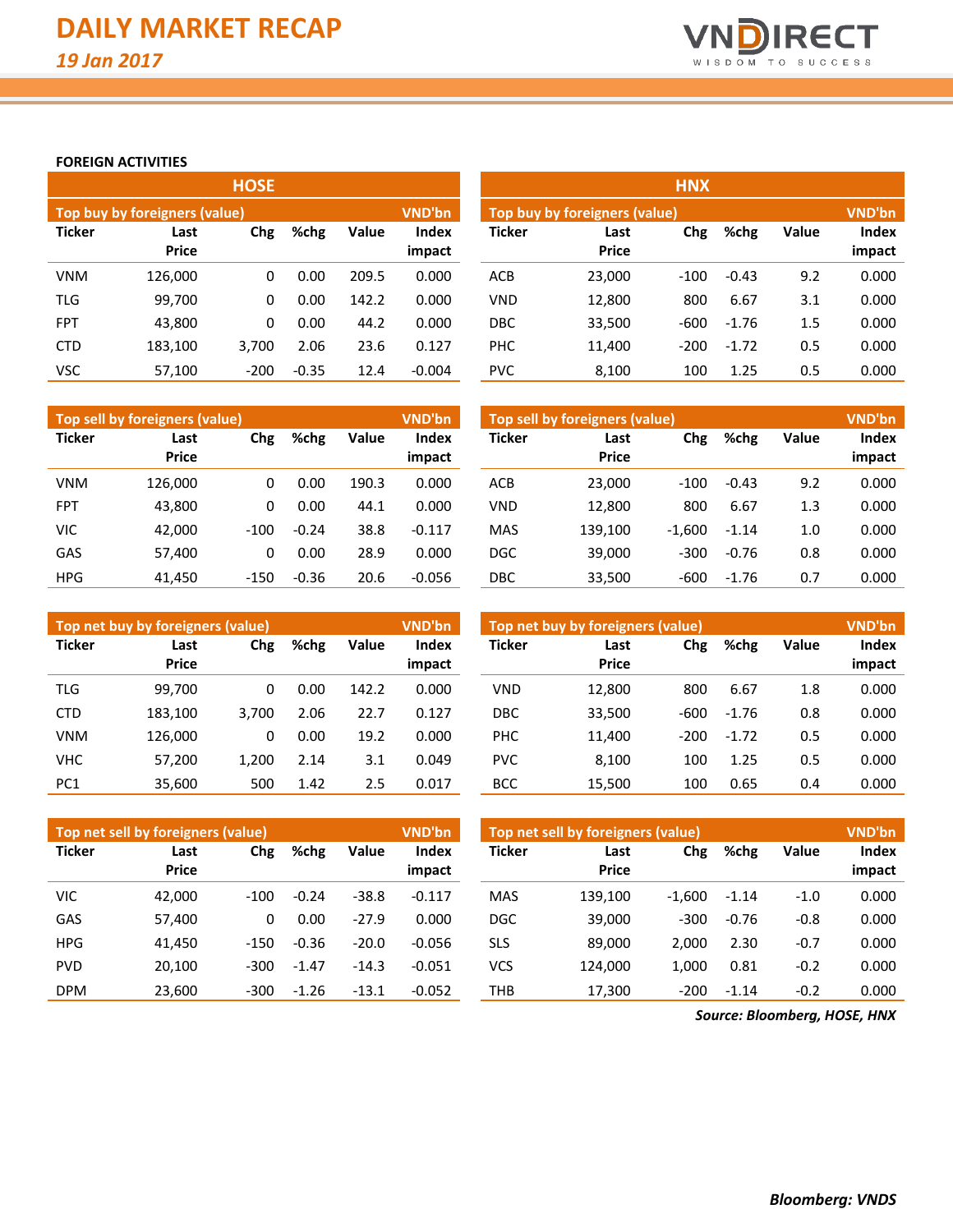# DAILY MARKET RECAP

*19 Jan 2017*

**FOREIGN ACTIVITIES**

## HOSE

**Top buy by foreigners (value)** — VND'bn

| Ticker | Last Price | Chg | %chg | Value | Index impact |
|---|---|---|---|---|---|
| VNM | 126,000 | 0 | 0.00 | 209.5 | 0.000 |
| TLG | 99,700 | 0 | 0.00 | 142.2 | 0.000 |
| FPT | 43,800 | 0 | 0.00 | 44.2 | 0.000 |
| CTD | 183,100 | 3,700 | 2.06 | 23.6 | 0.127 |
| VSC | 57,100 | -200 | -0.35 | 12.4 | -0.004 |

**Top sell by foreigners (value)** — VND'bn

| Ticker | Last Price | Chg | %chg | Value | Index impact |
|---|---|---|---|---|---|
| VNM | 126,000 | 0 | 0.00 | 190.3 | 0.000 |
| FPT | 43,800 | 0 | 0.00 | 44.1 | 0.000 |
| VIC | 42,000 | -100 | -0.24 | 38.8 | -0.117 |
| GAS | 57,400 | 0 | 0.00 | 28.9 | 0.000 |
| HPG | 41,450 | -150 | -0.36 | 20.6 | -0.056 |

**Top net buy by foreigners (value)** — VND'bn

| Ticker | Last Price | Chg | %chg | Value | Index impact |
|---|---|---|---|---|---|
| TLG | 99,700 | 0 | 0.00 | 142.2 | 0.000 |
| CTD | 183,100 | 3,700 | 2.06 | 22.7 | 0.127 |
| VNM | 126,000 | 0 | 0.00 | 19.2 | 0.000 |
| VHC | 57,200 | 1,200 | 2.14 | 3.1 | 0.049 |
| PC1 | 35,600 | 500 | 1.42 | 2.5 | 0.017 |

**Top net sell by foreigners (value)** — VND'bn

| Ticker | Last Price | Chg | %chg | Value | Index impact |
|---|---|---|---|---|---|
| VIC | 42,000 | -100 | -0.24 | -38.8 | -0.117 |
| GAS | 57,400 | 0 | 0.00 | -27.9 | 0.000 |
| HPG | 41,450 | -150 | -0.36 | -20.0 | -0.056 |
| PVD | 20,100 | -300 | -1.47 | -14.3 | -0.051 |
| DPM | 23,600 | -300 | -1.26 | -13.1 | -0.052 |

## HNX

**Top buy by foreigners (value)** — VND'bn

| Ticker | Last Price | Chg | %chg | Value | Index impact |
|---|---|---|---|---|---|
| ACB | 23,000 | -100 | -0.43 | 9.2 | 0.000 |
| VND | 12,800 | 800 | 6.67 | 3.1 | 0.000 |
| DBC | 33,500 | -600 | -1.76 | 1.5 | 0.000 |
| PHC | 11,400 | -200 | -1.72 | 0.5 | 0.000 |
| PVC | 8,100 | 100 | 1.25 | 0.5 | 0.000 |

**Top sell by foreigners (value)** — VND'bn

| Ticker | Last Price | Chg | %chg | Value | Index impact |
|---|---|---|---|---|---|
| ACB | 23,000 | -100 | -0.43 | 9.2 | 0.000 |
| VND | 12,800 | 800 | 6.67 | 1.3 | 0.000 |
| MAS | 139,100 | -1,600 | -1.14 | 1.0 | 0.000 |
| DGC | 39,000 | -300 | -0.76 | 0.8 | 0.000 |
| DBC | 33,500 | -600 | -1.76 | 0.7 | 0.000 |

**Top net buy by foreigners (value)** — VND'bn

| Ticker | Last Price | Chg | %chg | Value | Index impact |
|---|---|---|---|---|---|
| VND | 12,800 | 800 | 6.67 | 1.8 | 0.000 |
| DBC | 33,500 | -600 | -1.76 | 0.8 | 0.000 |
| PHC | 11,400 | -200 | -1.72 | 0.5 | 0.000 |
| PVC | 8,100 | 100 | 1.25 | 0.5 | 0.000 |
| BCC | 15,500 | 100 | 0.65 | 0.4 | 0.000 |

**Top net sell by foreigners (value)** — VND'bn

| Ticker | Last Price | Chg | %chg | Value | Index impact |
|---|---|---|---|---|---|
| MAS | 139,100 | -1,600 | -1.14 | -1.0 | 0.000 |
| DGC | 39,000 | -300 | -0.76 | -0.8 | 0.000 |
| SLS | 89,000 | 2,000 | 2.30 | -0.7 | 0.000 |
| VCS | 124,000 | 1,000 | 0.81 | -0.2 | 0.000 |
| THB | 17,300 | -200 | -1.14 | -0.2 | 0.000 |

***Source: Bloomberg, HOSE, HNX***

***Bloomberg: VNDS***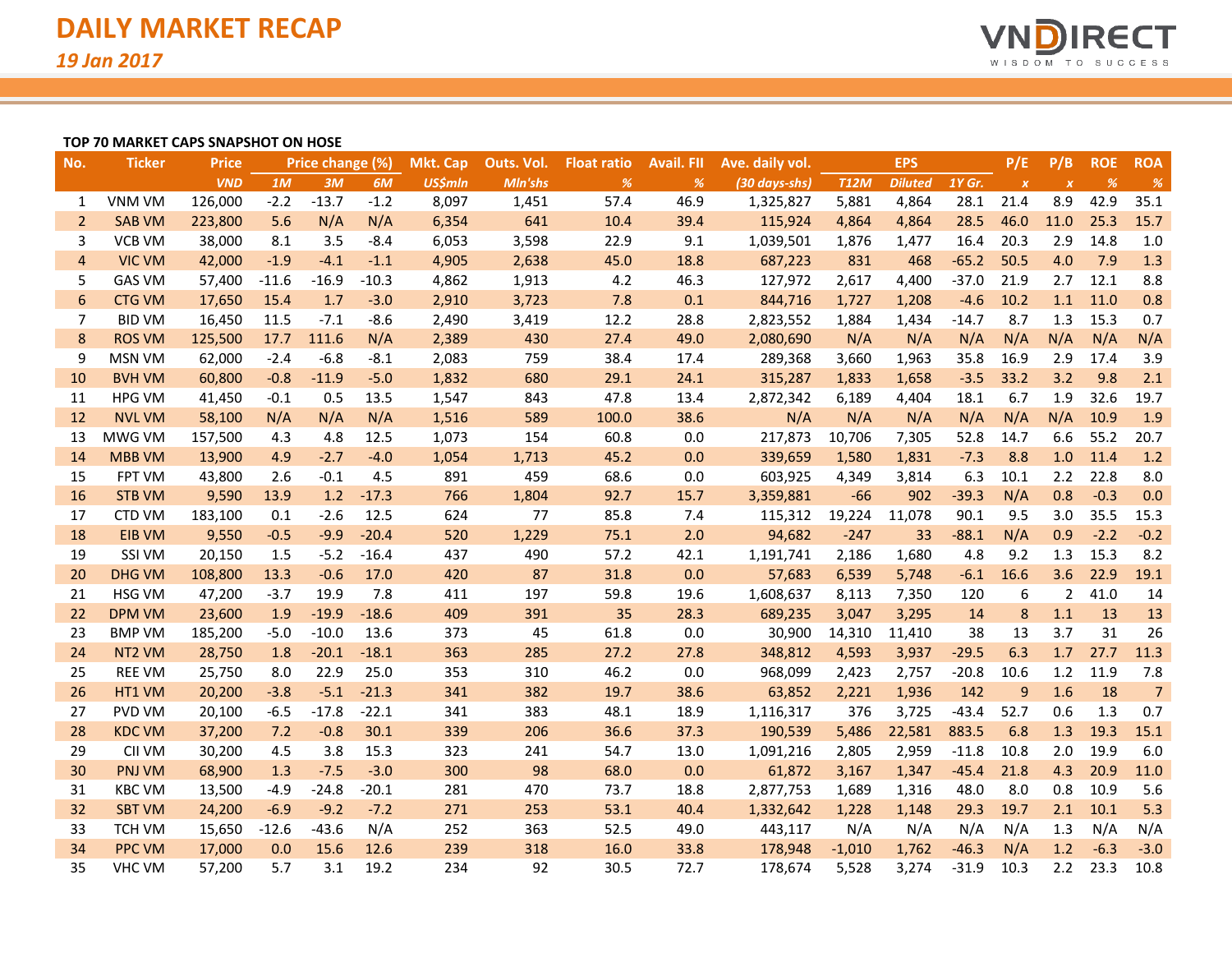# DAILY MARKET RECAP

*19 Jan 2017*

**TOP 70 MARKET CAPS SNAPSHOT ON HOSE**

| No. | Ticker | Price | Price change (%) | | | Mkt. Cap | Outs. Vol. | Float ratio | Avail. FII | Ave. daily vol. | EPS | | | P/E | P/B | ROE | ROA |
|---|---|---|---|---|---|---|---|---|---|---|---|---|---|---|---|---|---|
| | | *VND* | *1M* | *3M* | *6M* | *US$mln* | *Mln'shs* | *%* | *%* | *(30 days-shs)* | *T12M* | *Diluted* | *1Y Gr.* | *x* | *x* | *%* | *%* |
| 1 | VNM VM | 126,000 | -2.2 | -13.7 | -1.2 | 8,097 | 1,451 | 57.4 | 46.9 | 1,325,827 | 5,881 | 4,864 | 28.1 | 21.4 | 8.9 | 42.9 | 35.1 |
| 2 | SAB VM | 223,800 | 5.6 | N/A | N/A | 6,354 | 641 | 10.4 | 39.4 | 115,924 | 4,864 | 4,864 | 28.5 | 46.0 | 11.0 | 25.3 | 15.7 |
| 3 | VCB VM | 38,000 | 8.1 | 3.5 | -8.4 | 6,053 | 3,598 | 22.9 | 9.1 | 1,039,501 | 1,876 | 1,477 | 16.4 | 20.3 | 2.9 | 14.8 | 1.0 |
| 4 | VIC VM | 42,000 | -1.9 | -4.1 | -1.1 | 4,905 | 2,638 | 45.0 | 18.8 | 687,223 | 831 | 468 | -65.2 | 50.5 | 4.0 | 7.9 | 1.3 |
| 5 | GAS VM | 57,400 | -11.6 | -16.9 | -10.3 | 4,862 | 1,913 | 4.2 | 46.3 | 127,972 | 2,617 | 4,400 | -37.0 | 21.9 | 2.7 | 12.1 | 8.8 |
| 6 | CTG VM | 17,650 | 15.4 | 1.7 | -3.0 | 2,910 | 3,723 | 7.8 | 0.1 | 844,716 | 1,727 | 1,208 | -4.6 | 10.2 | 1.1 | 11.0 | 0.8 |
| 7 | BID VM | 16,450 | 11.5 | -7.1 | -8.6 | 2,490 | 3,419 | 12.2 | 28.8 | 2,823,552 | 1,884 | 1,434 | -14.7 | 8.7 | 1.3 | 15.3 | 0.7 |
| 8 | ROS VM | 125,500 | 17.7 | 111.6 | N/A | 2,389 | 430 | 27.4 | 49.0 | 2,080,690 | N/A | N/A | N/A | N/A | N/A | N/A | N/A |
| 9 | MSN VM | 62,000 | -2.4 | -6.8 | -8.1 | 2,083 | 759 | 38.4 | 17.4 | 289,368 | 3,660 | 1,963 | 35.8 | 16.9 | 2.9 | 17.4 | 3.9 |
| 10 | BVH VM | 60,800 | -0.8 | -11.9 | -5.0 | 1,832 | 680 | 29.1 | 24.1 | 315,287 | 1,833 | 1,658 | -3.5 | 33.2 | 3.2 | 9.8 | 2.1 |
| 11 | HPG VM | 41,450 | -0.1 | 0.5 | 13.5 | 1,547 | 843 | 47.8 | 13.4 | 2,872,342 | 6,189 | 4,404 | 18.1 | 6.7 | 1.9 | 32.6 | 19.7 |
| 12 | NVL VM | 58,100 | N/A | N/A | N/A | 1,516 | 589 | 100.0 | 38.6 | N/A | N/A | N/A | N/A | N/A | N/A | 10.9 | 1.9 |
| 13 | MWG VM | 157,500 | 4.3 | 4.8 | 12.5 | 1,073 | 154 | 60.8 | 0.0 | 217,873 | 10,706 | 7,305 | 52.8 | 14.7 | 6.6 | 55.2 | 20.7 |
| 14 | MBB VM | 13,900 | 4.9 | -2.7 | -4.0 | 1,054 | 1,713 | 45.2 | 0.0 | 339,659 | 1,580 | 1,831 | -7.3 | 8.8 | 1.0 | 11.4 | 1.2 |
| 15 | FPT VM | 43,800 | 2.6 | -0.1 | 4.5 | 891 | 459 | 68.6 | 0.0 | 603,925 | 4,349 | 3,814 | 6.3 | 10.1 | 2.2 | 22.8 | 8.0 |
| 16 | STB VM | 9,590 | 13.9 | 1.2 | -17.3 | 766 | 1,804 | 92.7 | 15.7 | 3,359,881 | -66 | 902 | -39.3 | N/A | 0.8 | -0.3 | 0.0 |
| 17 | CTD VM | 183,100 | 0.1 | -2.6 | 12.5 | 624 | 77 | 85.8 | 7.4 | 115,312 | 19,224 | 11,078 | 90.1 | 9.5 | 3.0 | 35.5 | 15.3 |
| 18 | EIB VM | 9,550 | -0.5 | -9.9 | -20.4 | 520 | 1,229 | 75.1 | 2.0 | 94,682 | -247 | 33 | -88.1 | N/A | 0.9 | -2.2 | -0.2 |
| 19 | SSI VM | 20,150 | 1.5 | -5.2 | -16.4 | 437 | 490 | 57.2 | 42.1 | 1,191,741 | 2,186 | 1,680 | 4.8 | 9.2 | 1.3 | 15.3 | 8.2 |
| 20 | DHG VM | 108,800 | 13.3 | -0.6 | 17.0 | 420 | 87 | 31.8 | 0.0 | 57,683 | 6,539 | 5,748 | -6.1 | 16.6 | 3.6 | 22.9 | 19.1 |
| 21 | HSG VM | 47,200 | -3.7 | 19.9 | 7.8 | 411 | 197 | 59.8 | 19.6 | 1,608,637 | 8,113 | 7,350 | 120 | 6 | 2 | 41.0 | 14 |
| 22 | DPM VM | 23,600 | 1.9 | -19.9 | -18.6 | 409 | 391 | 35 | 28.3 | 689,235 | 3,047 | 3,295 | 14 | 8 | 1.1 | 13 | 13 |
| 23 | BMP VM | 185,200 | -5.0 | -10.0 | 13.6 | 373 | 45 | 61.8 | 0.0 | 30,900 | 14,310 | 11,410 | 38 | 13 | 3.7 | 31 | 26 |
| 24 | NT2 VM | 28,750 | 1.8 | -20.1 | -18.1 | 363 | 285 | 27.2 | 27.8 | 348,812 | 4,593 | 3,937 | -29.5 | 6.3 | 1.7 | 27.7 | 11.3 |
| 25 | REE VM | 25,750 | 8.0 | 22.9 | 25.0 | 353 | 310 | 46.2 | 0.0 | 968,099 | 2,423 | 2,757 | -20.8 | 10.6 | 1.2 | 11.9 | 7.8 |
| 26 | HT1 VM | 20,200 | -3.8 | -5.1 | -21.3 | 341 | 382 | 19.7 | 38.6 | 63,852 | 2,221 | 1,936 | 142 | 9 | 1.6 | 18 | 7 |
| 27 | PVD VM | 20,100 | -6.5 | -17.8 | -22.1 | 341 | 383 | 48.1 | 18.9 | 1,116,317 | 376 | 3,725 | -43.4 | 52.7 | 0.6 | 1.3 | 0.7 |
| 28 | KDC VM | 37,200 | 7.2 | -0.8 | 30.1 | 339 | 206 | 36.6 | 37.3 | 190,539 | 5,486 | 22,581 | 883.5 | 6.8 | 1.3 | 19.3 | 15.1 |
| 29 | CII VM | 30,200 | 4.5 | 3.8 | 15.3 | 323 | 241 | 54.7 | 13.0 | 1,091,216 | 2,805 | 2,959 | -11.8 | 10.8 | 2.0 | 19.9 | 6.0 |
| 30 | PNJ VM | 68,900 | 1.3 | -7.5 | -3.0 | 300 | 98 | 68.0 | 0.0 | 61,872 | 3,167 | 1,347 | -45.4 | 21.8 | 4.3 | 20.9 | 11.0 |
| 31 | KBC VM | 13,500 | -4.9 | -24.8 | -20.1 | 281 | 470 | 73.7 | 18.8 | 2,877,753 | 1,689 | 1,316 | 48.0 | 8.0 | 0.8 | 10.9 | 5.6 |
| 32 | SBT VM | 24,200 | -6.9 | -9.2 | -7.2 | 271 | 253 | 53.1 | 40.4 | 1,332,642 | 1,228 | 1,148 | 29.3 | 19.7 | 2.1 | 10.1 | 5.3 |
| 33 | TCH VM | 15,650 | -12.6 | -43.6 | N/A | 252 | 363 | 52.5 | 49.0 | 443,117 | N/A | N/A | N/A | N/A | 1.3 | N/A | N/A |
| 34 | PPC VM | 17,000 | 0.0 | 15.6 | 12.6 | 239 | 318 | 16.0 | 33.8 | 178,948 | -1,010 | 1,762 | -46.3 | N/A | 1.2 | -6.3 | -3.0 |
| 35 | VHC VM | 57,200 | 5.7 | 3.1 | 19.2 | 234 | 92 | 30.5 | 72.7 | 178,674 | 5,528 | 3,274 | -31.9 | 10.3 | 2.2 | 23.3 | 10.8 |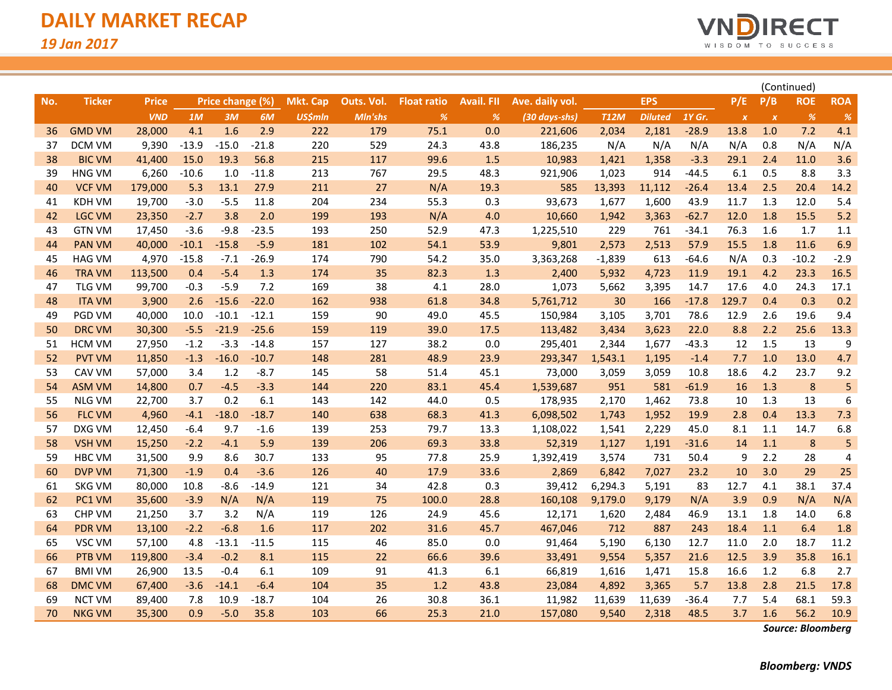# DAILY MARKET RECAP

*19 Jan 2017*

(Continued)

| No. | Ticker | Price | Price change (%) | | | Mkt. Cap | Outs. Vol. | Float ratio | Avail. FII | Ave. daily vol. | EPS | | | P/E | P/B | ROE | ROA |
|---|---|---|---|---|---|---|---|---|---|---|---|---|---|---|---|---|---|
| | | *VND* | *1M* | *3M* | *6M* | *US$mln* | *Mln'shs* | *%* | *%* | *(30 days-shs)* | *T12M* | *Diluted* | *1Y Gr.* | *x* | *x* | *%* | *%* |
| 36 | GMD VM | 28,000 | 4.1 | 1.6 | 2.9 | 222 | 179 | 75.1 | 0.0 | 221,606 | 2,034 | 2,181 | -28.9 | 13.8 | 1.0 | 7.2 | 4.1 |
| 37 | DCM VM | 9,390 | -13.9 | -15.0 | -21.8 | 220 | 529 | 24.3 | 43.8 | 186,235 | N/A | N/A | N/A | N/A | 0.8 | N/A | N/A |
| 38 | BIC VM | 41,400 | 15.0 | 19.3 | 56.8 | 215 | 117 | 99.6 | 1.5 | 10,983 | 1,421 | 1,358 | -3.3 | 29.1 | 2.4 | 11.0 | 3.6 |
| 39 | HNG VM | 6,260 | -10.6 | 1.0 | -11.8 | 213 | 767 | 29.5 | 48.3 | 921,906 | 1,023 | 914 | -44.5 | 6.1 | 0.5 | 8.8 | 3.3 |
| 40 | VCF VM | 179,000 | 5.3 | 13.1 | 27.9 | 211 | 27 | N/A | 19.3 | 585 | 13,393 | 11,112 | -26.4 | 13.4 | 2.5 | 20.4 | 14.2 |
| 41 | KDH VM | 19,700 | -3.0 | -5.5 | 11.8 | 204 | 234 | 55.3 | 0.3 | 93,673 | 1,677 | 1,600 | 43.9 | 11.7 | 1.3 | 12.0 | 5.4 |
| 42 | LGC VM | 23,350 | -2.7 | 3.8 | 2.0 | 199 | 193 | N/A | 4.0 | 10,660 | 1,942 | 3,363 | -62.7 | 12.0 | 1.8 | 15.5 | 5.2 |
| 43 | GTN VM | 17,450 | -3.6 | -9.8 | -23.5 | 193 | 250 | 52.9 | 47.3 | 1,225,510 | 229 | 761 | -34.1 | 76.3 | 1.6 | 1.7 | 1.1 |
| 44 | PAN VM | 40,000 | -10.1 | -15.8 | -5.9 | 181 | 102 | 54.1 | 53.9 | 9,801 | 2,573 | 2,513 | 57.9 | 15.5 | 1.8 | 11.6 | 6.9 |
| 45 | HAG VM | 4,970 | -15.8 | -7.1 | -26.9 | 174 | 790 | 54.2 | 35.0 | 3,363,268 | -1,839 | 613 | -64.6 | N/A | 0.3 | -10.2 | -2.9 |
| 46 | TRA VM | 113,500 | 0.4 | -5.4 | 1.3 | 174 | 35 | 82.3 | 1.3 | 2,400 | 5,932 | 4,723 | 11.9 | 19.1 | 4.2 | 23.3 | 16.5 |
| 47 | TLG VM | 99,700 | -0.3 | -5.9 | 7.2 | 169 | 38 | 4.1 | 28.0 | 1,073 | 5,662 | 3,395 | 14.7 | 17.6 | 4.0 | 24.3 | 17.1 |
| 48 | ITA VM | 3,900 | 2.6 | -15.6 | -22.0 | 162 | 938 | 61.8 | 34.8 | 5,761,712 | 30 | 166 | -17.8 | 129.7 | 0.4 | 0.3 | 0.2 |
| 49 | PGD VM | 40,000 | 10.0 | -10.1 | -12.1 | 159 | 90 | 49.0 | 45.5 | 150,984 | 3,105 | 3,701 | 78.6 | 12.9 | 2.6 | 19.6 | 9.4 |
| 50 | DRC VM | 30,300 | -5.5 | -21.9 | -25.6 | 159 | 119 | 39.0 | 17.5 | 113,482 | 3,434 | 3,623 | 22.0 | 8.8 | 2.2 | 25.6 | 13.3 |
| 51 | HCM VM | 27,950 | -1.2 | -3.3 | -14.8 | 157 | 127 | 38.2 | 0.0 | 295,401 | 2,344 | 1,677 | -43.3 | 12 | 1.5 | 13 | 9 |
| 52 | PVT VM | 11,850 | -1.3 | -16.0 | -10.7 | 148 | 281 | 48.9 | 23.9 | 293,347 | 1,543.1 | 1,195 | -1.4 | 7.7 | 1.0 | 13.0 | 4.7 |
| 53 | CAV VM | 57,000 | 3.4 | 1.2 | -8.7 | 145 | 58 | 51.4 | 45.1 | 73,000 | 3,059 | 3,059 | 10.8 | 18.6 | 4.2 | 23.7 | 9.2 |
| 54 | ASM VM | 14,800 | 0.7 | -4.5 | -3.3 | 144 | 220 | 83.1 | 45.4 | 1,539,687 | 951 | 581 | -61.9 | 16 | 1.3 | 8 | 5 |
| 55 | NLG VM | 22,700 | 3.7 | 0.2 | 6.1 | 143 | 142 | 44.0 | 0.5 | 178,935 | 2,170 | 1,462 | 73.8 | 10 | 1.3 | 13 | 6 |
| 56 | FLC VM | 4,960 | -4.1 | -18.0 | -18.7 | 140 | 638 | 68.3 | 41.3 | 6,098,502 | 1,743 | 1,952 | 19.9 | 2.8 | 0.4 | 13.3 | 7.3 |
| 57 | DXG VM | 12,450 | -6.4 | 9.7 | -1.6 | 139 | 253 | 79.7 | 13.3 | 1,108,022 | 1,541 | 2,229 | 45.0 | 8.1 | 1.1 | 14.7 | 6.8 |
| 58 | VSH VM | 15,250 | -2.2 | -4.1 | 5.9 | 139 | 206 | 69.3 | 33.8 | 52,319 | 1,127 | 1,191 | -31.6 | 14 | 1.1 | 8 | 5 |
| 59 | HBC VM | 31,500 | 9.9 | 8.6 | 30.7 | 133 | 95 | 77.8 | 25.9 | 1,392,419 | 3,574 | 731 | 50.4 | 9 | 2.2 | 28 | 4 |
| 60 | DVP VM | 71,300 | -1.9 | 0.4 | -3.6 | 126 | 40 | 17.9 | 33.6 | 2,869 | 6,842 | 7,027 | 23.2 | 10 | 3.0 | 29 | 25 |
| 61 | SKG VM | 80,000 | 10.8 | -8.6 | -14.9 | 121 | 34 | 42.8 | 0.3 | 39,412 | 6,294.3 | 5,191 | 83 | 12.7 | 4.1 | 38.1 | 37.4 |
| 62 | PC1 VM | 35,600 | -3.9 | N/A | N/A | 119 | 75 | 100.0 | 28.8 | 160,108 | 9,179.0 | 9,179 | N/A | 3.9 | 0.9 | N/A | N/A |
| 63 | CHP VM | 21,250 | 3.7 | 3.2 | N/A | 119 | 126 | 24.9 | 45.6 | 12,171 | 1,620 | 2,484 | 46.9 | 13.1 | 1.8 | 14.0 | 6.8 |
| 64 | PDR VM | 13,100 | -2.2 | -6.8 | 1.6 | 117 | 202 | 31.6 | 45.7 | 467,046 | 712 | 887 | 243 | 18.4 | 1.1 | 6.4 | 1.8 |
| 65 | VSC VM | 57,100 | 4.8 | -13.1 | -11.5 | 115 | 46 | 85.0 | 0.0 | 91,464 | 5,190 | 6,130 | 12.7 | 11.0 | 2.0 | 18.7 | 11.2 |
| 66 | PTB VM | 119,800 | -3.4 | -0.2 | 8.1 | 115 | 22 | 66.6 | 39.6 | 33,491 | 9,554 | 5,357 | 21.6 | 12.5 | 3.9 | 35.8 | 16.1 |
| 67 | BMI VM | 26,900 | 13.5 | -0.4 | 6.1 | 109 | 91 | 41.3 | 6.1 | 66,819 | 1,616 | 1,471 | 15.8 | 16.6 | 1.2 | 6.8 | 2.7 |
| 68 | DMC VM | 67,400 | -3.6 | -14.1 | -6.4 | 104 | 35 | 1.2 | 43.8 | 23,084 | 4,892 | 3,365 | 5.7 | 13.8 | 2.8 | 21.5 | 17.8 |
| 69 | NCT VM | 89,400 | 7.8 | 10.9 | -18.7 | 104 | 26 | 30.8 | 36.1 | 11,982 | 11,639 | 11,639 | -36.4 | 7.7 | 5.4 | 68.1 | 59.3 |
| 70 | NKG VM | 35,300 | 0.9 | -5.0 | 35.8 | 103 | 66 | 25.3 | 21.0 | 157,080 | 9,540 | 2,318 | 48.5 | 3.7 | 1.6 | 56.2 | 10.9 |

***Source: Bloomberg***

***Bloomberg: VNDS***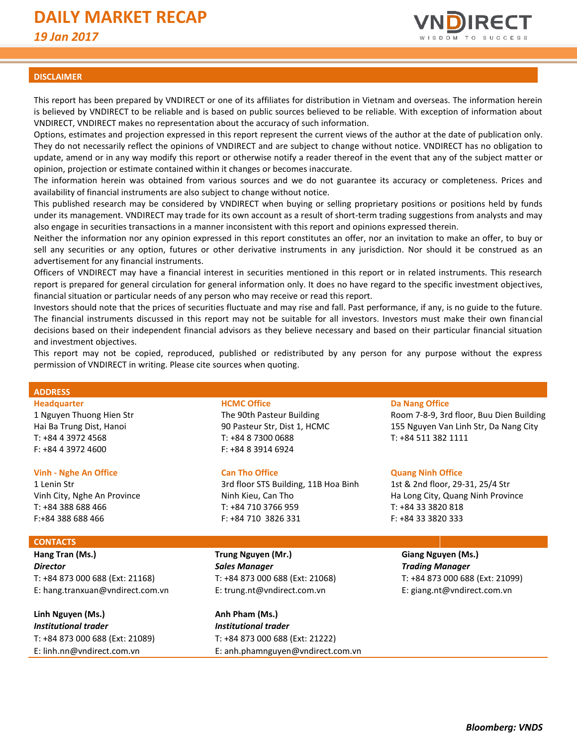# DAILY MARKET RECAP

*19 Jan 2017*

## DISCLAIMER

This report has been prepared by VNDIRECT or one of its affiliates for distribution in Vietnam and overseas. The information herein is believed by VNDIRECT to be reliable and is based on public sources believed to be reliable. With exception of information about VNDIRECT, VNDIRECT makes no representation about the accuracy of such information.

Options, estimates and projection expressed in this report represent the current views of the author at the date of publication only. They do not necessarily reflect the opinions of VNDIRECT and are subject to change without notice. VNDIRECT has no obligation to update, amend or in any way modify this report or otherwise notify a reader thereof in the event that any of the subject matter or opinion, projection or estimate contained within it changes or becomes inaccurate.

The information herein was obtained from various sources and we do not guarantee its accuracy or completeness. Prices and availability of financial instruments are also subject to change without notice.

This published research may be considered by VNDIRECT when buying or selling proprietary positions or positions held by funds under its management. VNDIRECT may trade for its own account as a result of short-term trading suggestions from analysts and may also engage in securities transactions in a manner inconsistent with this report and opinions expressed therein.

Neither the information nor any opinion expressed in this report constitutes an offer, nor an invitation to make an offer, to buy or sell any securities or any option, futures or other derivative instruments in any jurisdiction. Nor should it be construed as an advertisement for any financial instruments.

Officers of VNDIRECT may have a financial interest in securities mentioned in this report or in related instruments. This research report is prepared for general circulation for general information only. It does no have regard to the specific investment objectives, financial situation or particular needs of any person who may receive or read this report.

Investors should note that the prices of securities fluctuate and may rise and fall. Past performance, if any, is no guide to the future. The financial instruments discussed in this report may not be suitable for all investors. Investors must make their own financial decisions based on their independent financial advisors as they believe necessary and based on their particular financial situation and investment objectives.

This report may not be copied, reproduced, published or redistributed by any person for any purpose without the express permission of VNDIRECT in writing. Please cite sources when quoting.

## ADDRESS

**Headquarter**
1 Nguyen Thuong Hien Str
Hai Ba Trung Dist, Hanoi
T: +84 4 3972 4568
F: +84 4 3972 4600

**HCMC Office**
The 90th Pasteur Building
90 Pasteur Str, Dist 1, HCMC
T: +84 8 7300 0688
F: +84 8 3914 6924

**Da Nang Office**
Room 7-8-9, 3rd floor, Buu Dien Building
155 Nguyen Van Linh Str, Da Nang City
T: +84 511 382 1111

**Vinh - Nghe An Office**
1 Lenin Str
Vinh City, Nghe An Province
T: +84 388 688 466
F:+84 388 688 466

**Can Tho Office**
3rd floor STS Building, 11B Hoa Binh
Ninh Kieu, Can Tho
T: +84 710 3766 959
F: +84 710 3826 331

**Quang Ninh Office**
1st & 2nd floor, 29-31, 25/4 Str
Ha Long City, Quang Ninh Province
T: +84 33 3820 818
F: +84 33 3820 333

## CONTACTS

**Hang Tran (Ms.)**
***Director***
T: +84 873 000 688 (Ext: 21168)
E: hang.tranxuan@vndirect.com.vn

**Trung Nguyen (Mr.)**
***Sales Manager***
T: +84 873 000 688 (Ext: 21068)
E: trung.nt@vndirect.com.vn

**Giang Nguyen (Ms.)**
***Trading Manager***
T: +84 873 000 688 (Ext: 21099)
E: giang.nt@vndirect.com.vn

**Linh Nguyen (Ms.)**
***Institutional trader***
T: +84 873 000 688 (Ext: 21089)
E: linh.nn@vndirect.com.vn

**Anh Pham (Ms.)**
***Institutional trader***
T: +84 873 000 688 (Ext: 21222)
E: anh.phamnguyen@vndirect.com.vn

***Bloomberg: VNDS***